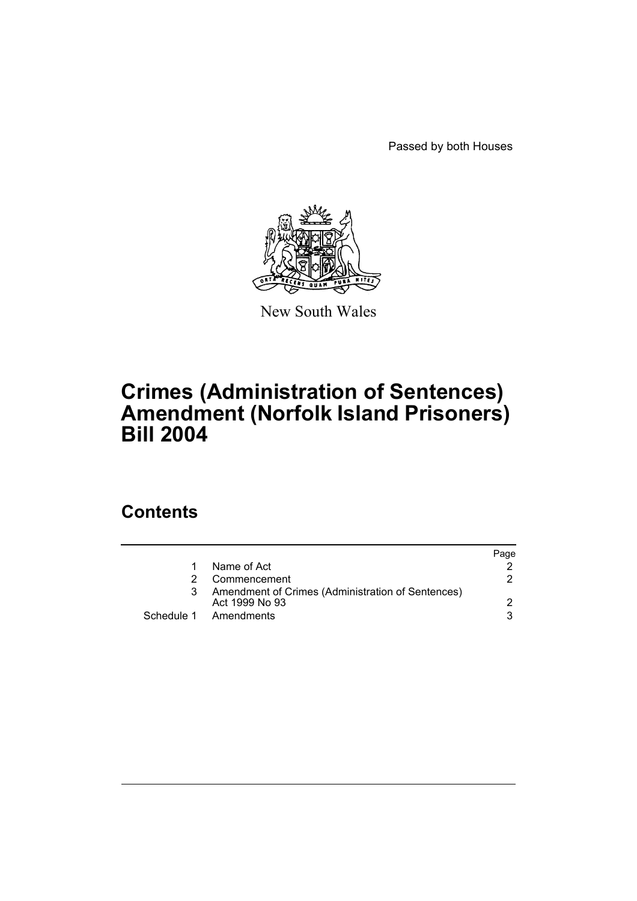Passed by both Houses

New South Wales

# Crimes (Administration of Sentences) Amendment (Norfolk Island Prisoners) Bill 2004

## Contents

| | | Page |
|---|---|---|
| 1 | Name of Act | 2 |
| 2 | Commencement | 2 |
| 3 | Amendment of Crimes (Administration of Sentences) Act 1999 No 93 | 2 |
| Schedule 1 | Amendments | 3 |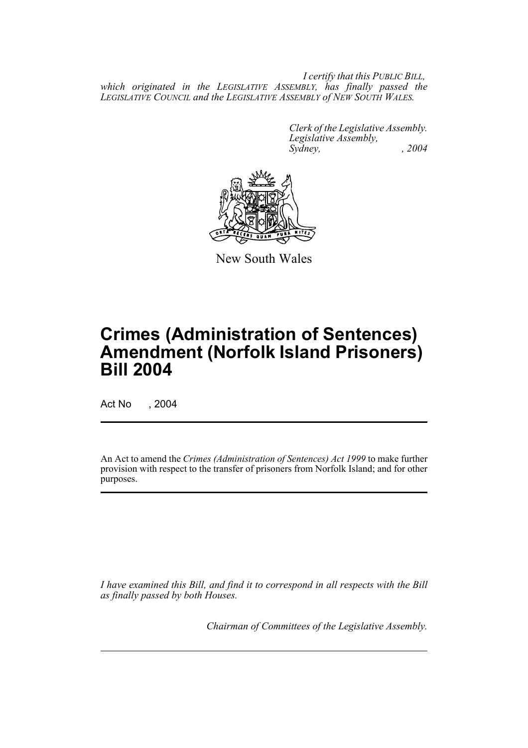*I certify that this PUBLIC BILL, which originated in the LEGISLATIVE ASSEMBLY, has finally passed the LEGISLATIVE COUNCIL and the LEGISLATIVE ASSEMBLY of NEW SOUTH WALES.*

*Clerk of the Legislative Assembly.*
*Legislative Assembly,*
*Sydney, , 2004*

New South Wales

# Crimes (Administration of Sentences) Amendment (Norfolk Island Prisoners) Bill 2004

Act No , 2004

An Act to amend the *Crimes (Administration of Sentences) Act 1999* to make further provision with respect to the transfer of prisoners from Norfolk Island; and for other purposes.

*I have examined this Bill, and find it to correspond in all respects with the Bill as finally passed by both Houses.*

*Chairman of Committees of the Legislative Assembly.*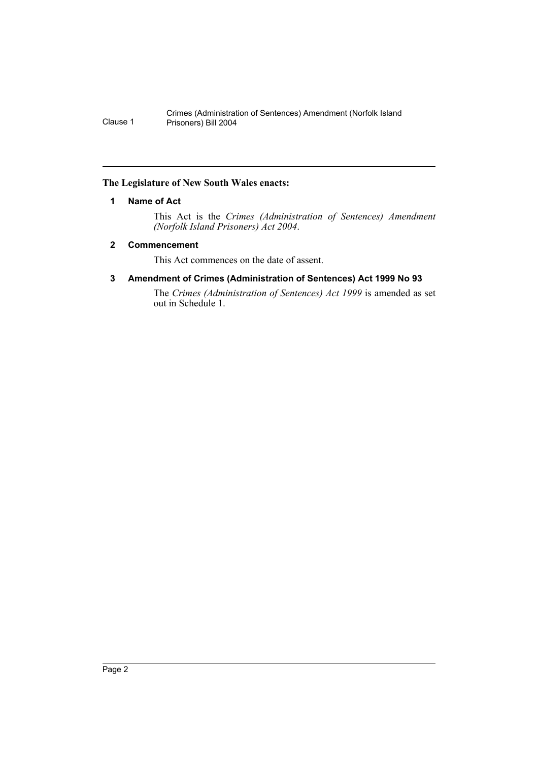**The Legislature of New South Wales enacts:**

## 1 Name of Act

This Act is the *Crimes (Administration of Sentences) Amendment (Norfolk Island Prisoners) Act 2004*.

## 2 Commencement

This Act commences on the date of assent.

## 3 Amendment of Crimes (Administration of Sentences) Act 1999 No 93

The *Crimes (Administration of Sentences) Act 1999* is amended as set out in Schedule 1.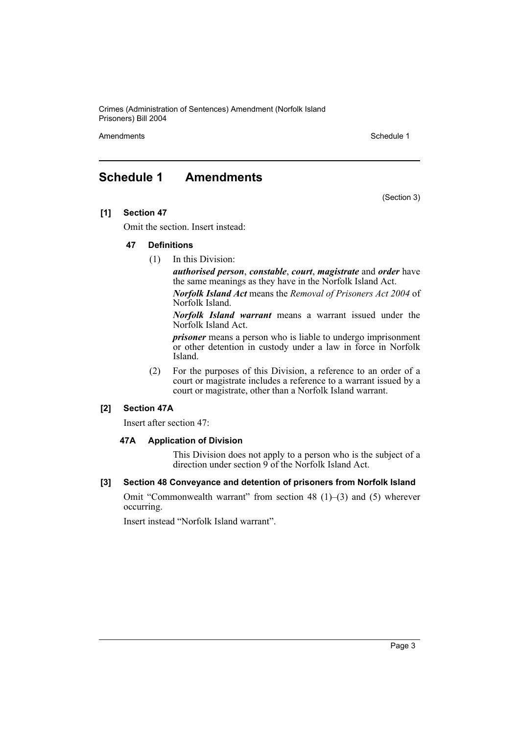## Schedule 1 Amendments

(Section 3)

**[1] Section 47**

Omit the section. Insert instead:

**47 Definitions**

(1) In this Division:

***authorised person***, ***constable***, ***court***, ***magistrate*** and ***order*** have the same meanings as they have in the Norfolk Island Act.

***Norfolk Island Act*** means the *Removal of Prisoners Act 2004* of Norfolk Island.

***Norfolk Island warrant*** means a warrant issued under the Norfolk Island Act.

***prisoner*** means a person who is liable to undergo imprisonment or other detention in custody under a law in force in Norfolk Island.

(2) For the purposes of this Division, a reference to an order of a court or magistrate includes a reference to a warrant issued by a court or magistrate, other than a Norfolk Island warrant.

**[2] Section 47A**

Insert after section 47:

**47A Application of Division**

This Division does not apply to a person who is the subject of a direction under section 9 of the Norfolk Island Act.

**[3] Section 48 Conveyance and detention of prisoners from Norfolk Island**

Omit "Commonwealth warrant" from section 48 (1)–(3) and (5) wherever occurring.

Insert instead "Norfolk Island warrant".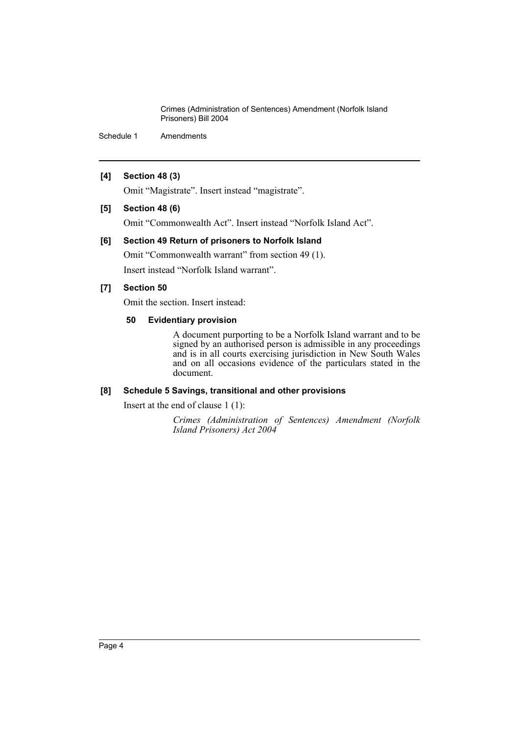**[4] Section 48 (3)**

Omit “Magistrate”. Insert instead “magistrate”.

**[5] Section 48 (6)**

Omit “Commonwealth Act”. Insert instead “Norfolk Island Act”.

**[6] Section 49 Return of prisoners to Norfolk Island**

Omit “Commonwealth warrant” from section 49 (1).

Insert instead “Norfolk Island warrant”.

**[7] Section 50**

Omit the section. Insert instead:

**50 Evidentiary provision**

A document purporting to be a Norfolk Island warrant and to be signed by an authorised person is admissible in any proceedings and is in all courts exercising jurisdiction in New South Wales and on all occasions evidence of the particulars stated in the document.

**[8] Schedule 5 Savings, transitional and other provisions**

Insert at the end of clause 1 (1):

*Crimes (Administration of Sentences) Amendment (Norfolk Island Prisoners) Act 2004*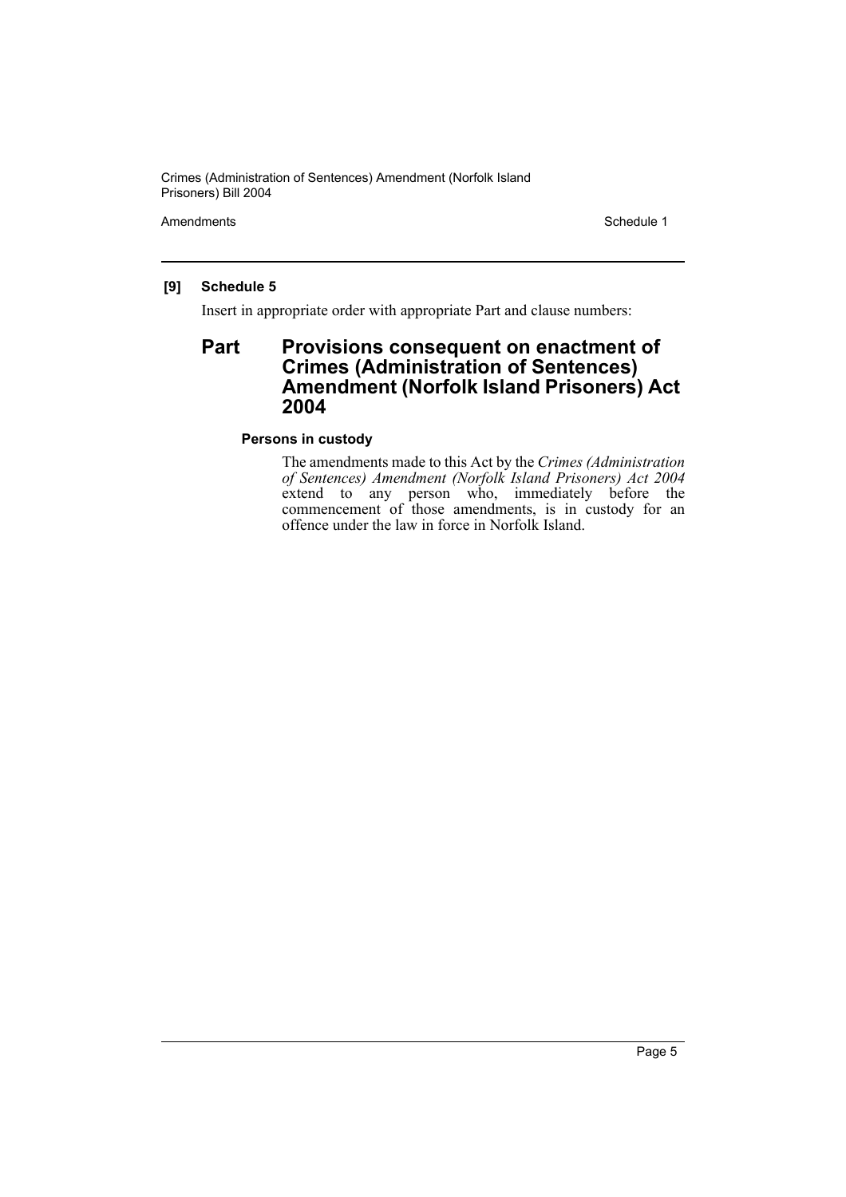**[9] Schedule 5**

Insert in appropriate order with appropriate Part and clause numbers:

## Part Provisions consequent on enactment of Crimes (Administration of Sentences) Amendment (Norfolk Island Prisoners) Act 2004

**Persons in custody**

The amendments made to this Act by the *Crimes (Administration of Sentences) Amendment (Norfolk Island Prisoners) Act 2004* extend to any person who, immediately before the commencement of those amendments, is in custody for an offence under the law in force in Norfolk Island.